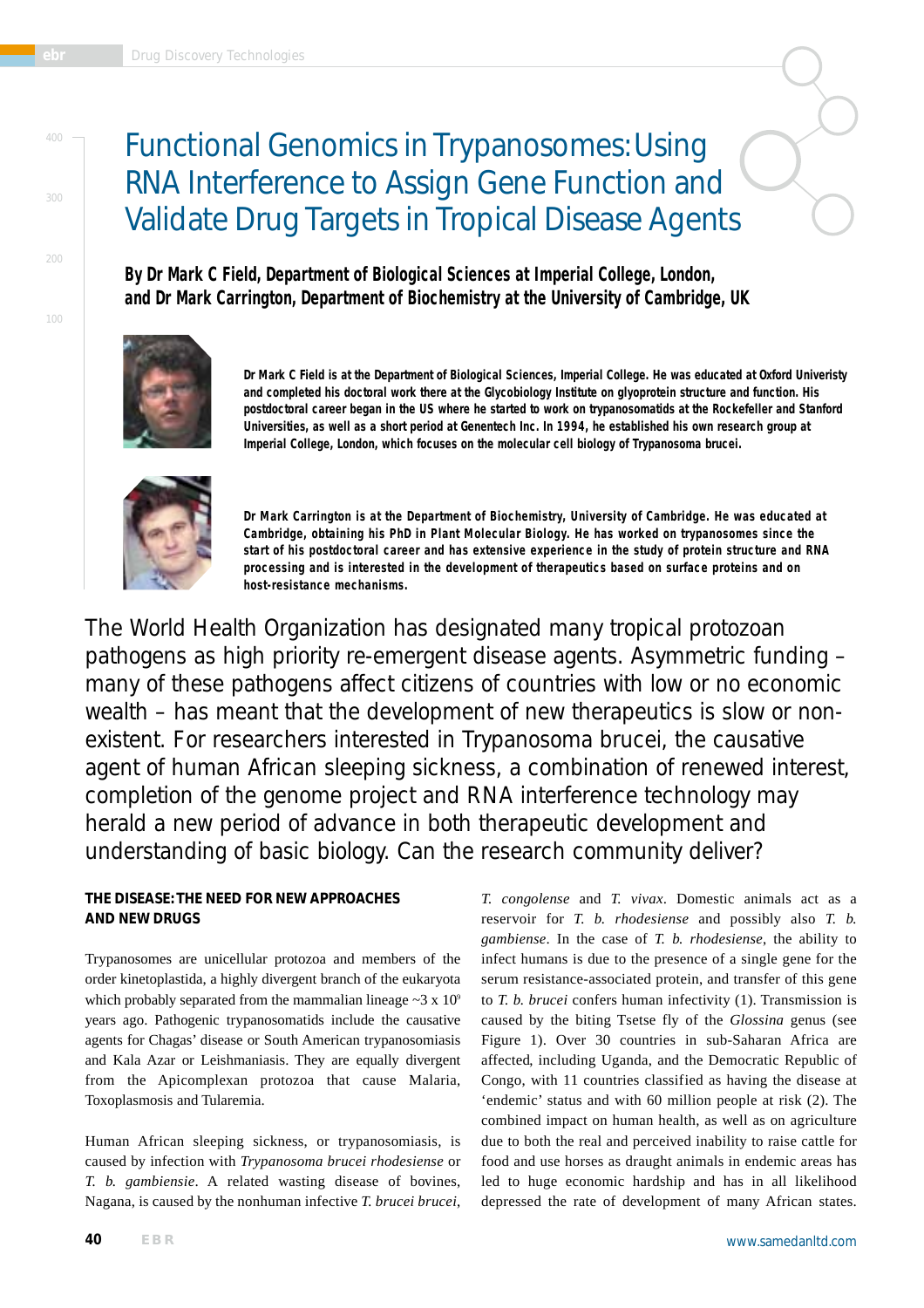# Functional Genomics in Trypanosomes: Using RNA Interference to Assign Gene Function and Validate Drug Targets in Tropical Disease Agents

**By Dr Mark C Field, Department of Biological Sciences at Imperial College, London, and Dr Mark Carrington, Department of Biochemistry at the University of Cambridge, UK**

**Dr Mark C Field is at the Department of Biological Sciences, Imperial College. He was educated at Oxford Univeristy and completed his doctoral work there at the Glycobiology Institute on glyoprotein structure and function. His postdoctoral career began in the US where he started to work on trypanosomatids at the Rockefeller and Stanford Universities, as well as a short period at Genentech Inc. In 1994, he established his own research group at Imperial College, London, which focuses on the molecular cell biology of Trypanosoma brucei.**

**Dr Mark Carrington is at the Department of Biochemistry, University of Cambridge. He was educated at Cambridge, obtaining his PhD in Plant Molecular Biology. He has worked on trypanosomes since the start of his postdoctoral career and has extensive experience in the study of protein structure and RNA processing and is interested in the development of therapeutics based on surface proteins and on host-resistance mechanisms.**

The World Health Organization has designated many tropical protozoan pathogens as high priority re-emergent disease agents. Asymmetric funding – many of these pathogens affect citizens of countries with low or no economic wealth – has meant that the development of new therapeutics is slow or non-existent. For researchers interested in Trypanosoma brucei, the causative agent of human African sleeping sickness, a combination of renewed interest, completion of the genome project and RNA interference technology may herald a new period of advance in both therapeutic development and understanding of basic biology. Can the research community deliver?

## THE DISEASE: THE NEED FOR NEW APPROACHES AND NEW DRUGS

Trypanosomes are unicellular protozoa and members of the order kinetoplastida, a highly divergent branch of the eukaryota which probably separated from the mammalian lineage ~3 x $10^9$ years ago. Pathogenic trypanosomatids include the causative agents for Chagas' disease or South American trypanosomiasis and Kala Azar or Leishmaniasis. They are equally divergent from the Apicomplexan protozoa that cause Malaria, Toxoplasmosis and Tularemia.

Human African sleeping sickness, or trypanosomiasis, is caused by infection with *Trypanosoma brucei rhodesiense* or *T. b. gambiensie*. A related wasting disease of bovines, Nagana, is caused by the nonhuman infective *T. brucei brucei*, *T. congolense* and *T. vivax*. Domestic animals act as a reservoir for *T. b. rhodesiense* and possibly also *T. b. gambiense*. In the case of *T. b. rhodesiense*, the ability to infect humans is due to the presence of a single gene for the serum resistance-associated protein, and transfer of this gene to *T. b. brucei* confers human infectivity (1). Transmission is caused by the biting Tsetse fly of the *Glossina* genus (see Figure 1). Over 30 countries in sub-Saharan Africa are affected, including Uganda, and the Democratic Republic of Congo, with 11 countries classified as having the disease at 'endemic' status and with 60 million people at risk (2). The combined impact on human health, as well as on agriculture due to both the real and perceived inability to raise cattle for food and use horses as draught animals in endemic areas has led to huge economic hardship and has in all likelihood depressed the rate of development of many African states.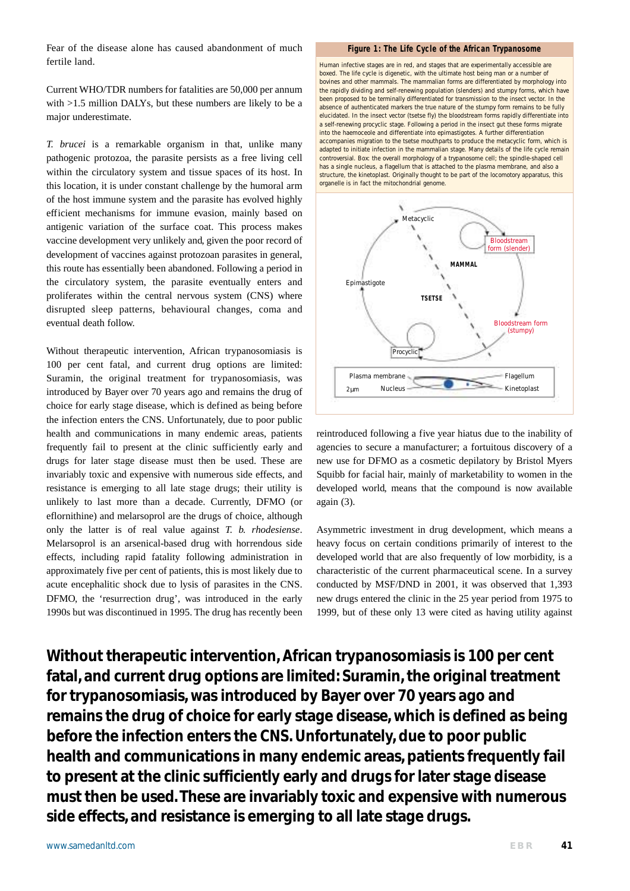Fear of the disease alone has caused abandonment of much fertile land.

Current WHO/TDR numbers for fatalities are 50,000 per annum with >1.5 million DALYs, but these numbers are likely to be a major underestimate.

*T. brucei* is a remarkable organism in that, unlike many pathogenic protozoa, the parasite persists as a free living cell within the circulatory system and tissue spaces of its host. In this location, it is under constant challenge by the humoral arm of the host immune system and the parasite has evolved highly efficient mechanisms for immune evasion, mainly based on antigenic variation of the surface coat. This process makes vaccine development very unlikely and, given the poor record of development of vaccines against protozoan parasites in general, this route has essentially been abandoned. Following a period in the circulatory system, the parasite eventually enters and proliferates within the central nervous system (CNS) where disrupted sleep patterns, behavioural changes, coma and eventual death follow.

Without therapeutic intervention, African trypanosomiasis is 100 per cent fatal, and current drug options are limited: Suramin, the original treatment for trypanosomiasis, was introduced by Bayer over 70 years ago and remains the drug of choice for early stage disease, which is defined as being before the infection enters the CNS. Unfortunately, due to poor public health and communications in many endemic areas, patients frequently fail to present at the clinic sufficiently early and drugs for later stage disease must then be used. These are invariably toxic and expensive with numerous side effects, and resistance is emerging to all late stage drugs; their utility is unlikely to last more than a decade. Currently, DFMO (or eflornithine) and melarsoprol are the drugs of choice, although only the latter is of real value against *T. b. rhodesiense*. Melarsoprol is an arsenical-based drug with horrendous side effects, including rapid fatality following administration in approximately five per cent of patients, this is most likely due to acute encephalitic shock due to lysis of parasites in the CNS. DFMO, the 'resurrection drug', was introduced in the early 1990s but was discontinued in 1995. The drug has recently been reintroduced following a five year hiatus due to the inability of agencies to secure a manufacturer; a fortuitous discovery of a new use for DFMO as a cosmetic depilatory by Bristol Myers Squibb for facial hair, mainly of marketability to women in the developed world, means that the compound is now available again (3).

**Figure 1: The Life Cycle of the African Trypanosome**

Human infective stages are in red, and stages that are experimentally accessible are boxed. The life cycle is digenetic, with the ultimate host being man or a number of bovines and other mammals. The mammalian forms are differentiated by morphology into the rapidly dividing and self-renewing population (slenders) and stumpy forms, which have been proposed to be terminally differentiated for transmission to the insect vector. In the absence of authenticated markers the true nature of the stumpy form remains to be fully elucidated. In the insect vector (tsetse fly) the bloodstream forms rapidly differentiate into a self-renewing procyclic stage. Following a period in the insect gut these forms migrate into the haemoceole and differentiate into epimastigotes. A further differentiation accompanies migration to the tsetse mouthparts to produce the metacyclic form, which is adapted to initiate infection in the mammalian stage. Many details of the life cycle remain controversial. Box: the overall morphology of a trypanosome cell; the spindle-shaped cell has a single nucleus, a flagellum that is attached to the plasma membrane, and also a structure, the kinetoplast. Originally thought to be part of the locomotory apparatus, this organelle is in fact the mitochondrial genome.

Asymmetric investment in drug development, which means a heavy focus on certain conditions primarily of interest to the developed world that are also frequently of low morbidity, is a characteristic of the current pharmaceutical scene. In a survey conducted by MSF/DND in 2001, it was observed that 1,393 new drugs entered the clinic in the 25 year period from 1975 to 1999, but of these only 13 were cited as having utility against

**Without therapeutic intervention, African trypanosomiasis is 100 per cent fatal, and current drug options are limited: Suramin, the original treatment for trypanosomiasis, was introduced by Bayer over 70 years ago and remains the drug of choice for early stage disease, which is defined as being before the infection enters the CNS. Unfortunately, due to poor public health and communications in many endemic areas, patients frequently fail to present at the clinic sufficiently early and drugs for later stage disease must then be used. These are invariably toxic and expensive with numerous side effects, and resistance is emerging to all late stage drugs.**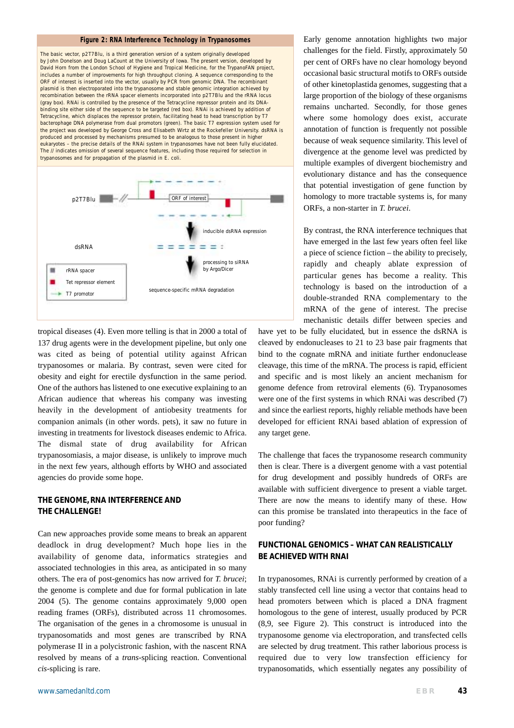**Figure 2: RNA Interference Technology in Trypanosomes**

The basic vector, p2T7Blu, is a third generation version of a system originally developed by John Donelson and Doug LaCount at the University of Iowa. The present version, developed by David Horn from the London School of Hygiene and Tropical Medicine, for the TrypanoFAN project, includes a number of improvements for high throughput cloning. A sequence corresponding to the ORF of interest is inserted into the vector, usually by PCR from genomic DNA. The recombinant plasmid is then electroporated into the trypanosome and stable genomic integration achieved by recombination between the rRNA spacer elements incorporated into p2T7Blu and the rRNA locus (gray box). RNAi is controlled by the presence of the Tetracycline repressor protein and its DNA-binding site either side of the sequence to be targeted (red box). RNAi is achieved by addition of Tetracycline, which displaces the repressor protein, facilitating head to head transcription by T7 bacteriophage DNA polymerase from dual promotors (green). The basic T7 expression system used for the project was developed by George Cross and Elisabeth Wirtz at the Rockefeller University. dsRNA is produced and processed by mechanisms presumed to be analogous to those present in higher eukaryotes – the precise details of the RNAi system in trypanosomes have not been fully elucidated. The // indicates omission of several sequence features, including those required for selection in trypanosomes and for propagation of the plasmid in E. coli.

p2T7Blu — ORF of interest — inducible dsRNA expression — dsRNA — processing to siRNA by Argo/Dicer — sequence-specific mRNA degradation

rRNA spacer; Tet repressor element; T7 promotor

tropical diseases (4). Even more telling is that in 2000 a total of 137 drug agents were in the development pipeline, but only one was cited as being of potential utility against African trypanosomes or malaria. By contrast, seven were cited for obesity and eight for erectile dysfunction in the same period. One of the authors has listened to one executive explaining to an African audience that whereas his company was investing heavily in the development of antiobesity treatments for companion animals (in other words. pets), it saw no future in investing in treatments for livestock diseases endemic to Africa. The dismal state of drug availability for African trypanosomiasis, a major disease, is unlikely to improve much in the next few years, although efforts by WHO and associated agencies do provide some hope.

## THE GENOME, RNA INTERFERENCE AND THE CHALLENGE!

Can new approaches provide some means to break an apparent deadlock in drug development? Much hope lies in the availability of genome data, informatics strategies and associated technologies in this area, as anticipated in so many others. The era of post-genomics has now arrived for *T. brucei*; the genome is complete and due for formal publication in late 2004 (5). The genome contains approximately 9,000 open reading frames (ORFs), distributed across 11 chromosomes. The organisation of the genes in a chromosome is unusual in trypanosomatids and most genes are transcribed by RNA polymerase II in a polycistronic fashion, with the nascent RNA resolved by means of a *trans*-splicing reaction. Conventional *cis*-splicing is rare.

Early genome annotation highlights two major challenges for the field. Firstly, approximately 50 per cent of ORFs have no clear homology beyond occasional basic structural motifs to ORFs outside of other kinetoplastida genomes, suggesting that a large proportion of the biology of these organisms remains uncharted. Secondly, for those genes where some homology does exist, accurate annotation of function is frequently not possible because of weak sequence similarity. This level of divergence at the genome level was predicted by multiple examples of divergent biochemistry and evolutionary distance and has the consequence that potential investigation of gene function by homology to more tractable systems is, for many ORFs, a non-starter in *T. brucei*.

By contrast, the RNA interference techniques that have emerged in the last few years often feel like a piece of science fiction – the ability to precisely, rapidly and cheaply ablate expression of particular genes has become a reality. This technology is based on the introduction of a double-stranded RNA complementary to the mRNA of the gene of interest. The precise mechanistic details differ between species and have yet to be fully elucidated, but in essence the dsRNA is cleaved by endonucleases to 21 to 23 base pair fragments that bind to the cognate mRNA and initiate further endonuclease cleavage, this time of the mRNA. The process is rapid, efficient and specific and is most likely an ancient mechanism for genome defence from retroviral elements (6). Trypanosomes were one of the first systems in which RNAi was described (7) and since the earliest reports, highly reliable methods have been developed for efficient RNAi based ablation of expression of any target gene.

The challenge that faces the trypanosome research community then is clear. There is a divergent genome with a vast potential for drug development and possibly hundreds of ORFs are available with sufficient divergence to present a viable target. There are now the means to identify many of these. How can this promise be translated into therapeutics in the face of poor funding?

## FUNCTIONAL GENOMICS – WHAT CAN REALISTICALLY BE ACHIEVED WITH RNAI

In trypanosomes, RNAi is currently performed by creation of a stably transfected cell line using a vector that contains head to head promoters between which is placed a DNA fragment homologous to the gene of interest, usually produced by PCR (8,9, see Figure 2). This construct is introduced into the trypanosome genome via electroporation, and transfected cells are selected by drug treatment. This rather laborious process is required due to very low transfection efficiency for trypanosomatids, which essentially negates any possibility of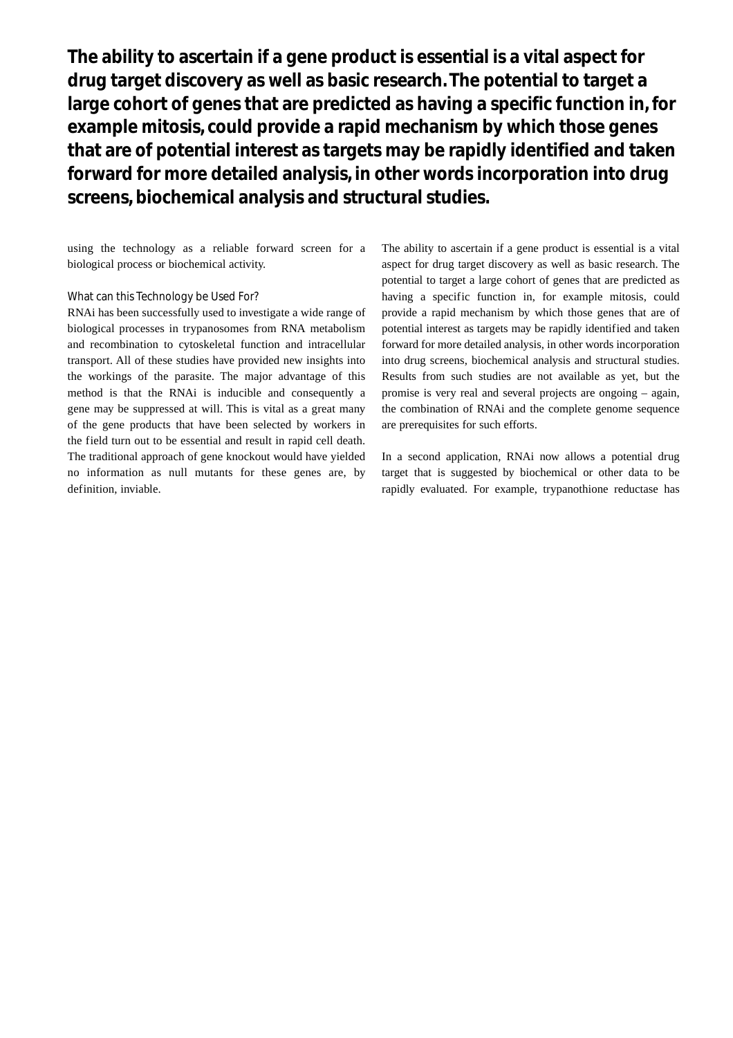**The ability to ascertain if a gene product is essential is a vital aspect for drug target discovery as well as basic research. The potential to target a large cohort of genes that are predicted as having a specific function in, for example mitosis, could provide a rapid mechanism by which those genes that are of potential interest as targets may be rapidly identified and taken forward for more detailed analysis, in other words incorporation into drug screens, biochemical analysis and structural studies.**

using the technology as a reliable forward screen for a biological process or biochemical activity.

### What can this Technology be Used For?

RNAi has been successfully used to investigate a wide range of biological processes in trypanosomes from RNA metabolism and recombination to cytoskeletal function and intracellular transport. All of these studies have provided new insights into the workings of the parasite. The major advantage of this method is that the RNAi is inducible and consequently a gene may be suppressed at will. This is vital as a great many of the gene products that have been selected by workers in the field turn out to be essential and result in rapid cell death. The traditional approach of gene knockout would have yielded no information as null mutants for these genes are, by definition, inviable.

The ability to ascertain if a gene product is essential is a vital aspect for drug target discovery as well as basic research. The potential to target a large cohort of genes that are predicted as having a specific function in, for example mitosis, could provide a rapid mechanism by which those genes that are of potential interest as targets may be rapidly identified and taken forward for more detailed analysis, in other words incorporation into drug screens, biochemical analysis and structural studies. Results from such studies are not available as yet, but the promise is very real and several projects are ongoing – again, the combination of RNAi and the complete genome sequence are prerequisites for such efforts.

In a second application, RNAi now allows a potential drug target that is suggested by biochemical or other data to be rapidly evaluated. For example, trypanothione reductase has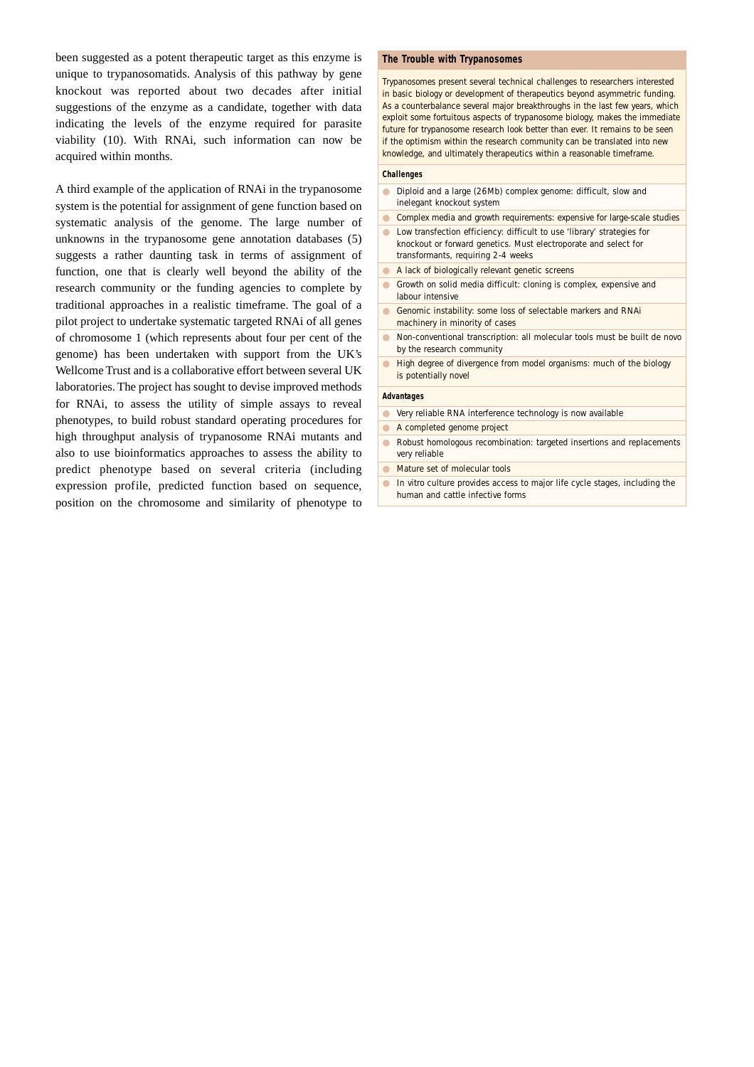been suggested as a potent therapeutic target as this enzyme is unique to trypanosomatids. Analysis of this pathway by gene knockout was reported about two decades after initial suggestions of the enzyme as a candidate, together with data indicating the levels of the enzyme required for parasite viability (10). With RNAi, such information can now be acquired within months.

A third example of the application of RNAi in the trypanosome system is the potential for assignment of gene function based on systematic analysis of the genome. The large number of unknowns in the trypanosome gene annotation databases (5) suggests a rather daunting task in terms of assignment of function, one that is clearly well beyond the ability of the research community or the funding agencies to complete by traditional approaches in a realistic timeframe. The goal of a pilot project to undertake systematic targeted RNAi of all genes of chromosome 1 (which represents about four per cent of the genome) has been undertaken with support from the UK's Wellcome Trust and is a collaborative effort between several UK laboratories. The project has sought to devise improved methods for RNAi, to assess the utility of simple assays to reveal phenotypes, to build robust standard operating procedures for high throughput analysis of trypanosome RNAi mutants and also to use bioinformatics approaches to assess the ability to predict phenotype based on several criteria (including expression profile, predicted function based on sequence, position on the chromosome and similarity of phenotype to

## The Trouble with Trypanosomes

Trypanosomes present several technical challenges to researchers interested in basic biology or development of therapeutics beyond asymmetric funding. As a counterbalance several major breakthroughs in the last few years, which exploit some fortuitous aspects of trypanosome biology, makes the immediate future for trypanosome research look better than ever. It remains to be seen if the optimism within the research community can be translated into new knowledge, and ultimately therapeutics within a reasonable timeframe.

**Challenges**

- Diploid and a large (26Mb) complex genome: difficult, slow and inelegant knockout system
- Complex media and growth requirements: expensive for large-scale studies
- Low transfection efficiency: difficult to use 'library' strategies for knockout or forward genetics. Must electroporate and select for transformants, requiring 2-4 weeks
- A lack of biologically relevant genetic screens
- Growth on solid media difficult: cloning is complex, expensive and labour intensive
- Genomic instability: some loss of selectable markers and RNAi machinery in minority of cases
- Non-conventional transcription: all molecular tools must be built de novo by the research community
- High degree of divergence from model organisms: much of the biology is potentially novel

**Advantages**

- Very reliable RNA interference technology is now available
- A completed genome project
- Robust homologous recombination: targeted insertions and replacements very reliable
- Mature set of molecular tools
- In vitro culture provides access to major life cycle stages, including the human and cattle infective forms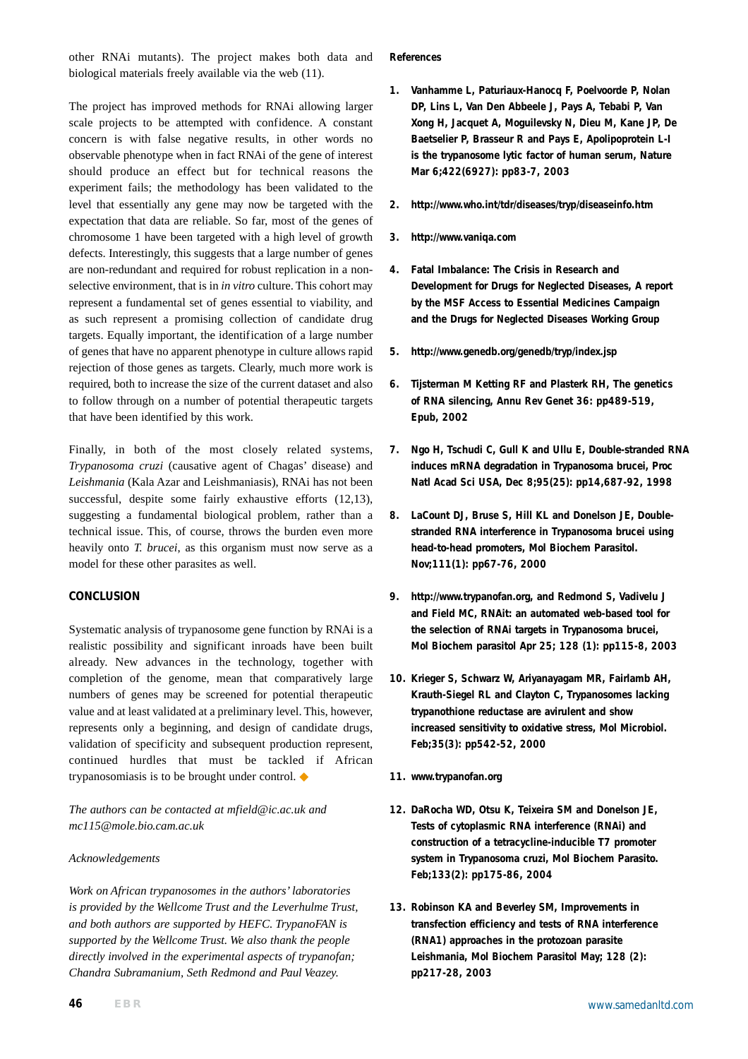other RNAi mutants). The project makes both data and biological materials freely available via the web (11).

The project has improved methods for RNAi allowing larger scale projects to be attempted with confidence. A constant concern is with false negative results, in other words no observable phenotype when in fact RNAi of the gene of interest should produce an effect but for technical reasons the experiment fails; the methodology has been validated to the level that essentially any gene may now be targeted with the expectation that data are reliable. So far, most of the genes of chromosome 1 have been targeted with a high level of growth defects. Interestingly, this suggests that a large number of genes are non-redundant and required for robust replication in a non-selective environment, that is in *in vitro* culture. This cohort may represent a fundamental set of genes essential to viability, and as such represent a promising collection of candidate drug targets. Equally important, the identification of a large number of genes that have no apparent phenotype in culture allows rapid rejection of those genes as targets. Clearly, much more work is required, both to increase the size of the current dataset and also to follow through on a number of potential therapeutic targets that have been identified by this work.

Finally, in both of the most closely related systems, *Trypanosoma cruzi* (causative agent of Chagas' disease) and *Leishmania* (Kala Azar and Leishmaniasis), RNAi has not been successful, despite some fairly exhaustive efforts (12,13), suggesting a fundamental biological problem, rather than a technical issue. This, of course, throws the burden even more heavily onto *T. brucei*, as this organism must now serve as a model for these other parasites as well.

## CONCLUSION

Systematic analysis of trypanosome gene function by RNAi is a realistic possibility and significant inroads have been built already. New advances in the technology, together with completion of the genome, mean that comparatively large numbers of genes may be screened for potential therapeutic value and at least validated at a preliminary level. This, however, represents only a beginning, and design of candidate drugs, validation of specificity and subsequent production represent, continued hurdles that must be tackled if African trypanosomiasis is to be brought under control. ◆

*The authors can be contacted at mfield@ic.ac.uk and mc115@mole.bio.cam.ac.uk*

*Acknowledgements*

*Work on African trypanosomes in the authors' laboratories is provided by the Wellcome Trust and the Leverhulme Trust, and both authors are supported by HEFC. TrypanoFAN is supported by the Wellcome Trust. We also thank the people directly involved in the experimental aspects of trypanofan; Chandra Subramanium, Seth Redmond and Paul Veazey.*

**References**

1. **Vanhamme L, Paturiaux-Hanocq F, Poelvoorde P, Nolan DP, Lins L, Van Den Abbeele J, Pays A, Tebabi P, Van Xong H, Jacquet A, Moguilevsky N, Dieu M, Kane JP, De Baetselier P, Brasseur R and Pays E, Apolipoprotein L-I is the trypanosome lytic factor of human serum, Nature Mar 6;422(6927): pp83-7, 2003**
2. **http://www.who.int/tdr/diseases/tryp/diseaseinfo.htm**
3. **http://www.vaniqa.com**
4. **Fatal Imbalance: The Crisis in Research and Development for Drugs for Neglected Diseases, A report by the MSF Access to Essential Medicines Campaign and the Drugs for Neglected Diseases Working Group**
5. **http://www.genedb.org/genedb/tryp/index.jsp**
6. **Tijsterman M Ketting RF and Plasterk RH, The genetics of RNA silencing, Annu Rev Genet 36: pp489-519, Epub, 2002**
7. **Ngo H, Tschudi C, Gull K and Ullu E, Double-stranded RNA induces mRNA degradation in Trypanosoma brucei, Proc Natl Acad Sci USA, Dec 8;95(25): pp14,687-92, 1998**
8. **LaCount DJ, Bruse S, Hill KL and Donelson JE, Double-stranded RNA interference in Trypanosoma brucei using head-to-head promoters, Mol Biochem Parasitol. Nov;111(1): pp67-76, 2000**
9. **http://www.trypanofan.org, and Redmond S, Vadivelu J and Field MC, RNAit: an automated web-based tool for the selection of RNAi targets in Trypanosoma brucei, Mol Biochem parasitol Apr 25; 128 (1): pp115-8, 2003**
10. **Krieger S, Schwarz W, Ariyanayagam MR, Fairlamb AH, Krauth-Siegel RL and Clayton C, Trypanosomes lacking trypanothione reductase are avirulent and show increased sensitivity to oxidative stress, Mol Microbiol. Feb;35(3): pp542-52, 2000**
11. **www.trypanofan.org**
12. **DaRocha WD, Otsu K, Teixeira SM and Donelson JE, Tests of cytoplasmic RNA interference (RNAi) and construction of a tetracycline-inducible T7 promoter system in Trypanosoma cruzi, Mol Biochem Parasito. Feb;133(2): pp175-86, 2004**
13. **Robinson KA and Beverley SM, Improvements in transfection efficiency and tests of RNA interference (RNA1) approaches in the protozoan parasite Leishmania, Mol Biochem Parasitol May; 128 (2): pp217-28, 2003**